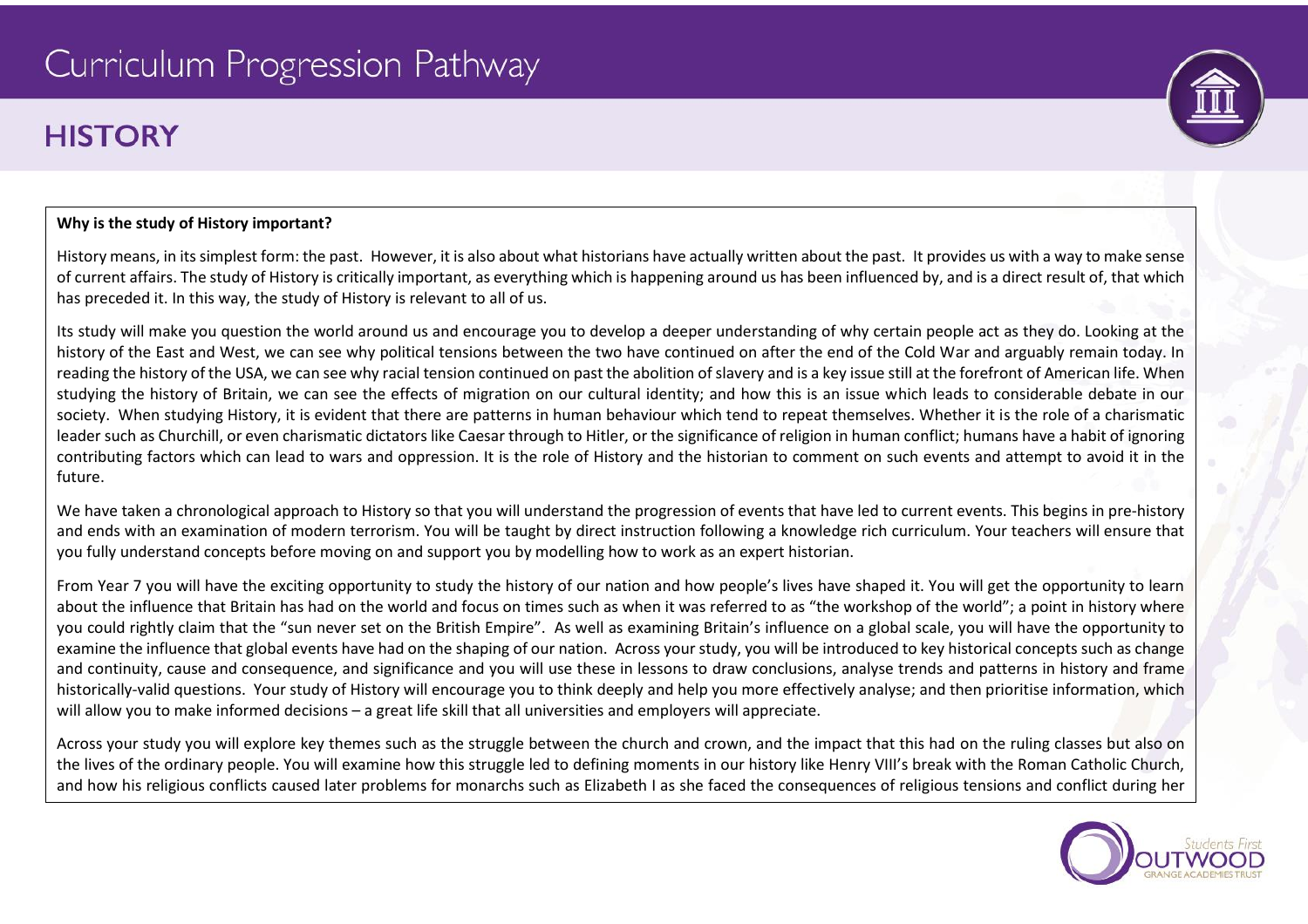# Curriculum Progression Pathway

## HISTORY

**Why is the study of History important?**

History means, in its simplest form: the past. However, it is also about what historians have actually written about the past. It provides us with a way to make sense of current affairs. The study of History is critically important, as everything which is happening around us has been influenced by, and is a direct result of, that which has preceded it. In this way, the study of History is relevant to all of us.

Its study will make you question the world around us and encourage you to develop a deeper understanding of why certain people act as they do. Looking at the history of the East and West, we can see why political tensions between the two have continued on after the end of the Cold War and arguably remain today. In reading the history of the USA, we can see why racial tension continued on past the abolition of slavery and is a key issue still at the forefront of American life. When studying the history of Britain, we can see the effects of migration on our cultural identity; and how this is an issue which leads to considerable debate in our society. When studying History, it is evident that there are patterns in human behaviour which tend to repeat themselves. Whether it is the role of a charismatic leader such as Churchill, or even charismatic dictators like Caesar through to Hitler, or the significance of religion in human conflict; humans have a habit of ignoring contributing factors which can lead to wars and oppression. It is the role of History and the historian to comment on such events and attempt to avoid it in the future.

We have taken a chronological approach to History so that you will understand the progression of events that have led to current events. This begins in pre-history and ends with an examination of modern terrorism. You will be taught by direct instruction following a knowledge rich curriculum. Your teachers will ensure that you fully understand concepts before moving on and support you by modelling how to work as an expert historian.

From Year 7 you will have the exciting opportunity to study the history of our nation and how people's lives have shaped it. You will get the opportunity to learn about the influence that Britain has had on the world and focus on times such as when it was referred to as "the workshop of the world"; a point in history where you could rightly claim that the "sun never set on the British Empire". As well as examining Britain's influence on a global scale, you will have the opportunity to examine the influence that global events have had on the shaping of our nation. Across your study, you will be introduced to key historical concepts such as change and continuity, cause and consequence, and significance and you will use these in lessons to draw conclusions, analyse trends and patterns in history and frame historically-valid questions. Your study of History will encourage you to think deeply and help you more effectively analyse; and then prioritise information, which will allow you to make informed decisions – a great life skill that all universities and employers will appreciate.

Across your study you will explore key themes such as the struggle between the church and crown, and the impact that this had on the ruling classes but also on the lives of the ordinary people. You will examine how this struggle led to defining moments in our history like Henry VIII's break with the Roman Catholic Church, and how his religious conflicts caused later problems for monarchs such as Elizabeth I as she faced the consequences of religious tensions and conflict during her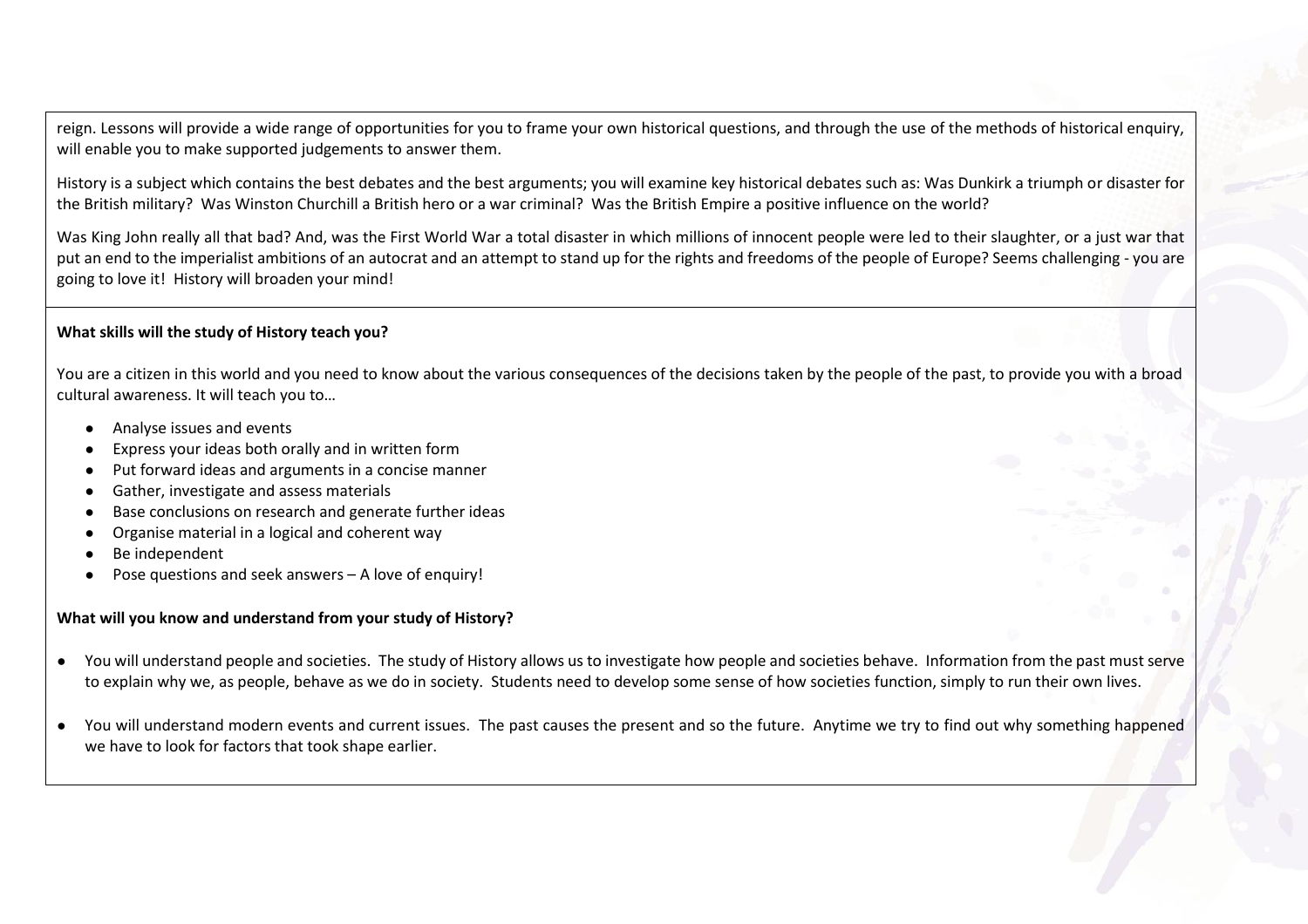reign. Lessons will provide a wide range of opportunities for you to frame your own historical questions, and through the use of the methods of historical enquiry, will enable you to make supported judgements to answer them.

History is a subject which contains the best debates and the best arguments; you will examine key historical debates such as: Was Dunkirk a triumph or disaster for the British military? Was Winston Churchill a British hero or a war criminal? Was the British Empire a positive influence on the world?

Was King John really all that bad? And, was the First World War a total disaster in which millions of innocent people were led to their slaughter, or a just war that put an end to the imperialist ambitions of an autocrat and an attempt to stand up for the rights and freedoms of the people of Europe? Seems challenging - you are going to love it! History will broaden your mind!

**What skills will the study of History teach you?**

You are a citizen in this world and you need to know about the various consequences of the decisions taken by the people of the past, to provide you with a broad cultural awareness. It will teach you to…

- Analyse issues and events
- Express your ideas both orally and in written form
- Put forward ideas and arguments in a concise manner
- Gather, investigate and assess materials
- Base conclusions on research and generate further ideas
- Organise material in a logical and coherent way
- Be independent
- Pose questions and seek answers – A love of enquiry!

**What will you know and understand from your study of History?**

- You will understand people and societies. The study of History allows us to investigate how people and societies behave. Information from the past must serve to explain why we, as people, behave as we do in society. Students need to develop some sense of how societies function, simply to run their own lives.
- You will understand modern events and current issues. The past causes the present and so the future. Anytime we try to find out why something happened we have to look for factors that took shape earlier.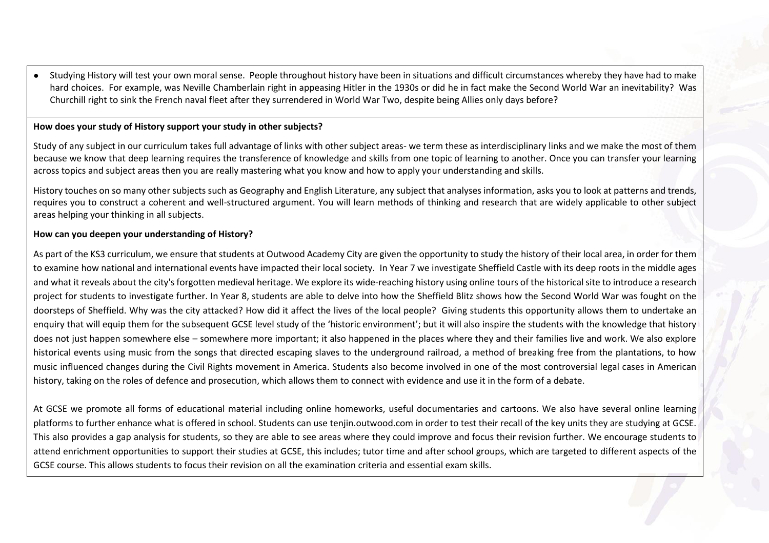- Studying History will test your own moral sense. People throughout history have been in situations and difficult circumstances whereby they have had to make hard choices. For example, was Neville Chamberlain right in appeasing Hitler in the 1930s or did he in fact make the Second World War an inevitability? Was Churchill right to sink the French naval fleet after they surrendered in World War Two, despite being Allies only days before?

**How does your study of History support your study in other subjects?**

Study of any subject in our curriculum takes full advantage of links with other subject areas- we term these as interdisciplinary links and we make the most of them because we know that deep learning requires the transference of knowledge and skills from one topic of learning to another. Once you can transfer your learning across topics and subject areas then you are really mastering what you know and how to apply your understanding and skills.

History touches on so many other subjects such as Geography and English Literature, any subject that analyses information, asks you to look at patterns and trends, requires you to construct a coherent and well-structured argument. You will learn methods of thinking and research that are widely applicable to other subject areas helping your thinking in all subjects.

**How can you deepen your understanding of History?**

As part of the KS3 curriculum, we ensure that students at Outwood Academy City are given the opportunity to study the history of their local area, in order for them to examine how national and international events have impacted their local society. In Year 7 we investigate Sheffield Castle with its deep roots in the middle ages and what it reveals about the city's forgotten medieval heritage. We explore its wide-reaching history using online tours of the historical site to introduce a research project for students to investigate further. In Year 8, students are able to delve into how the Sheffield Blitz shows how the Second World War was fought on the doorsteps of Sheffield. Why was the city attacked? How did it affect the lives of the local people? Giving students this opportunity allows them to undertake an enquiry that will equip them for the subsequent GCSE level study of the 'historic environment'; but it will also inspire the students with the knowledge that history does not just happen somewhere else – somewhere more important; it also happened in the places where they and their families live and work. We also explore historical events using music from the songs that directed escaping slaves to the underground railroad, a method of breaking free from the plantations, to how music influenced changes during the Civil Rights movement in America. Students also become involved in one of the most controversial legal cases in American history, taking on the roles of defence and prosecution, which allows them to connect with evidence and use it in the form of a debate.

At GCSE we promote all forms of educational material including online homeworks, useful documentaries and cartoons. We also have several online learning platforms to further enhance what is offered in school. Students can use tenjin.outwood.com in order to test their recall of the key units they are studying at GCSE. This also provides a gap analysis for students, so they are able to see areas where they could improve and focus their revision further. We encourage students to attend enrichment opportunities to support their studies at GCSE, this includes; tutor time and after school groups, which are targeted to different aspects of the GCSE course. This allows students to focus their revision on all the examination criteria and essential exam skills.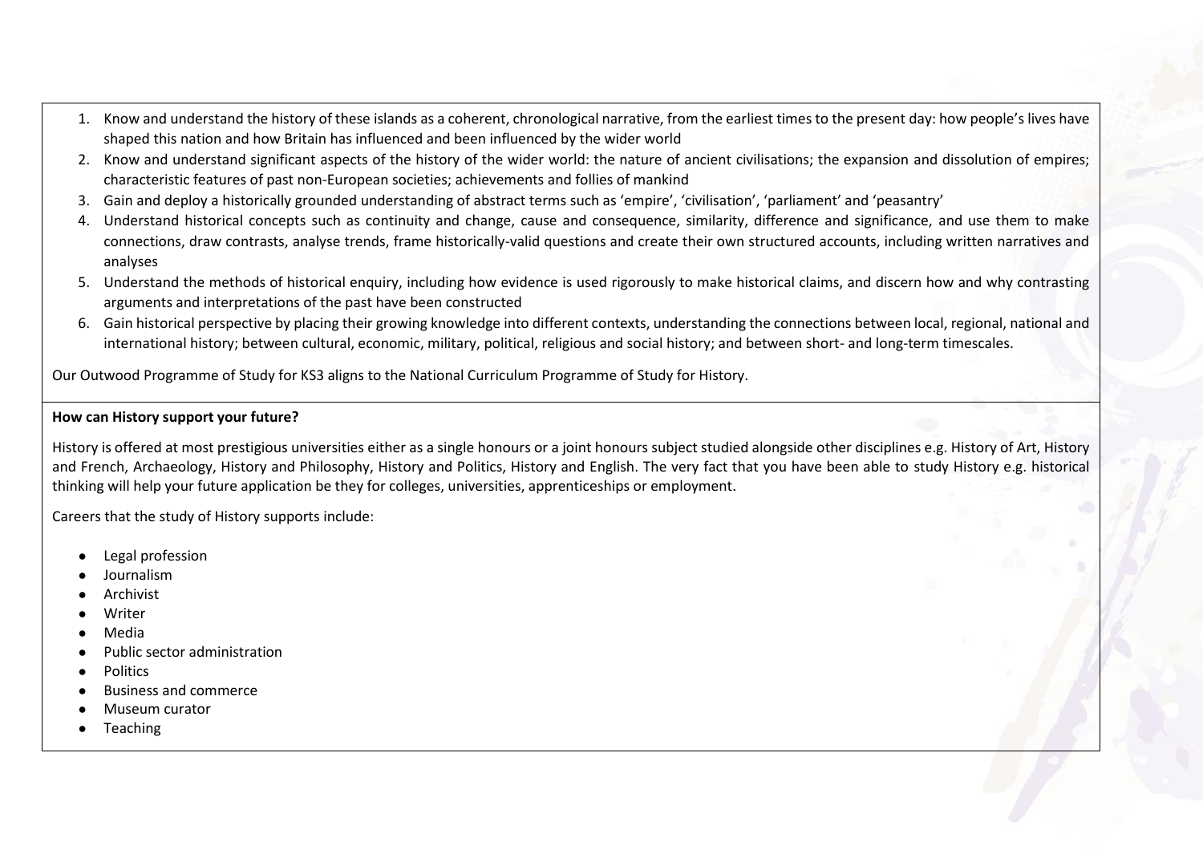1. Know and understand the history of these islands as a coherent, chronological narrative, from the earliest times to the present day: how people's lives have shaped this nation and how Britain has influenced and been influenced by the wider world
2. Know and understand significant aspects of the history of the wider world: the nature of ancient civilisations; the expansion and dissolution of empires; characteristic features of past non-European societies; achievements and follies of mankind
3. Gain and deploy a historically grounded understanding of abstract terms such as 'empire', 'civilisation', 'parliament' and 'peasantry'
4. Understand historical concepts such as continuity and change, cause and consequence, similarity, difference and significance, and use them to make connections, draw contrasts, analyse trends, frame historically-valid questions and create their own structured accounts, including written narratives and analyses
5. Understand the methods of historical enquiry, including how evidence is used rigorously to make historical claims, and discern how and why contrasting arguments and interpretations of the past have been constructed
6. Gain historical perspective by placing their growing knowledge into different contexts, understanding the connections between local, regional, national and international history; between cultural, economic, military, political, religious and social history; and between short- and long-term timescales.

Our Outwood Programme of Study for KS3 aligns to the National Curriculum Programme of Study for History.

**How can History support your future?**

History is offered at most prestigious universities either as a single honours or a joint honours subject studied alongside other disciplines e.g. History of Art, History and French, Archaeology, History and Philosophy, History and Politics, History and English. The very fact that you have been able to study History e.g. historical thinking will help your future application be they for colleges, universities, apprenticeships or employment.

Careers that the study of History supports include:

- Legal profession
- Journalism
- Archivist
- Writer
- Media
- Public sector administration
- Politics
- Business and commerce
- Museum curator
- Teaching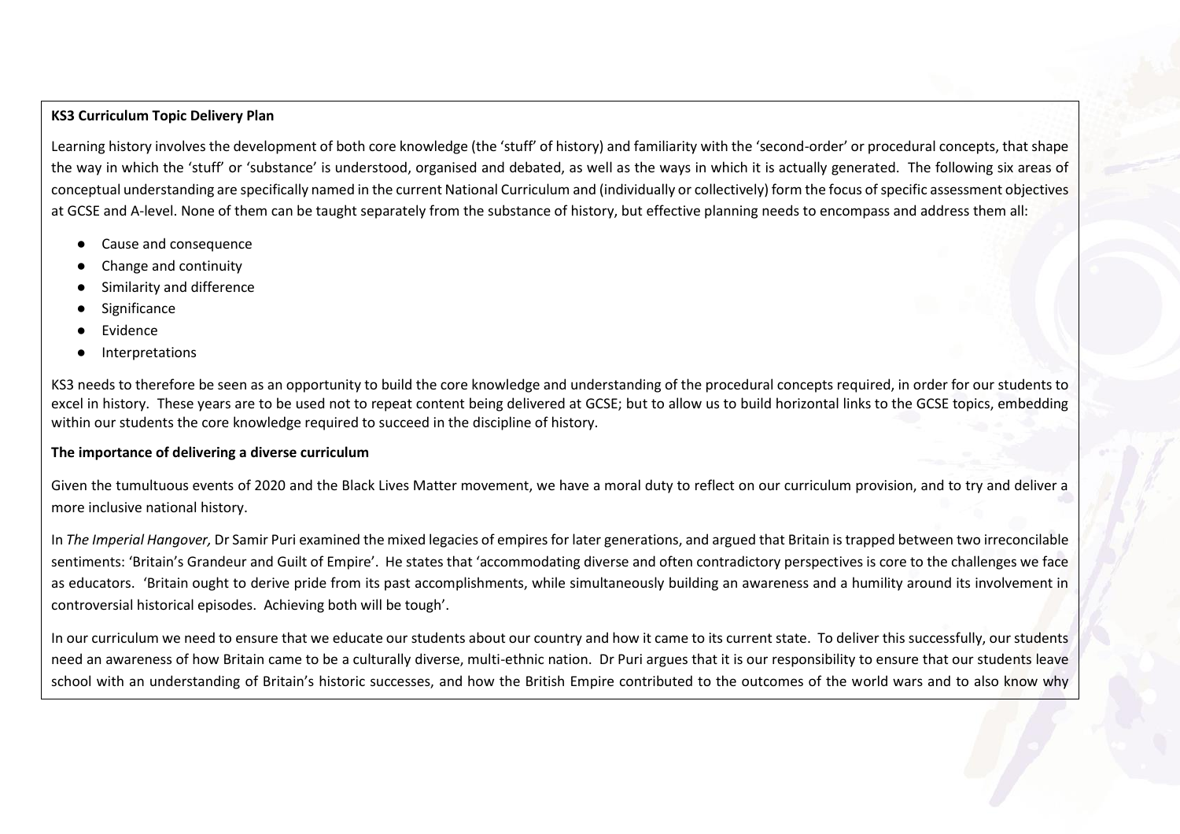**KS3 Curriculum Topic Delivery Plan**

Learning history involves the development of both core knowledge (the 'stuff' of history) and familiarity with the 'second-order' or procedural concepts, that shape the way in which the 'stuff' or 'substance' is understood, organised and debated, as well as the ways in which it is actually generated. The following six areas of conceptual understanding are specifically named in the current National Curriculum and (individually or collectively) form the focus of specific assessment objectives at GCSE and A-level. None of them can be taught separately from the substance of history, but effective planning needs to encompass and address them all:

- Cause and consequence
- Change and continuity
- Similarity and difference
- Significance
- Evidence
- Interpretations

KS3 needs to therefore be seen as an opportunity to build the core knowledge and understanding of the procedural concepts required, in order for our students to excel in history. These years are to be used not to repeat content being delivered at GCSE; but to allow us to build horizontal links to the GCSE topics, embedding within our students the core knowledge required to succeed in the discipline of history.

**The importance of delivering a diverse curriculum**

Given the tumultuous events of 2020 and the Black Lives Matter movement, we have a moral duty to reflect on our curriculum provision, and to try and deliver a more inclusive national history.

In *The Imperial Hangover,* Dr Samir Puri examined the mixed legacies of empires for later generations, and argued that Britain is trapped between two irreconcilable sentiments: 'Britain's Grandeur and Guilt of Empire'. He states that 'accommodating diverse and often contradictory perspectives is core to the challenges we face as educators. 'Britain ought to derive pride from its past accomplishments, while simultaneously building an awareness and a humility around its involvement in controversial historical episodes. Achieving both will be tough'.

In our curriculum we need to ensure that we educate our students about our country and how it came to its current state. To deliver this successfully, our students need an awareness of how Britain came to be a culturally diverse, multi-ethnic nation. Dr Puri argues that it is our responsibility to ensure that our students leave school with an understanding of Britain's historic successes, and how the British Empire contributed to the outcomes of the world wars and to also know why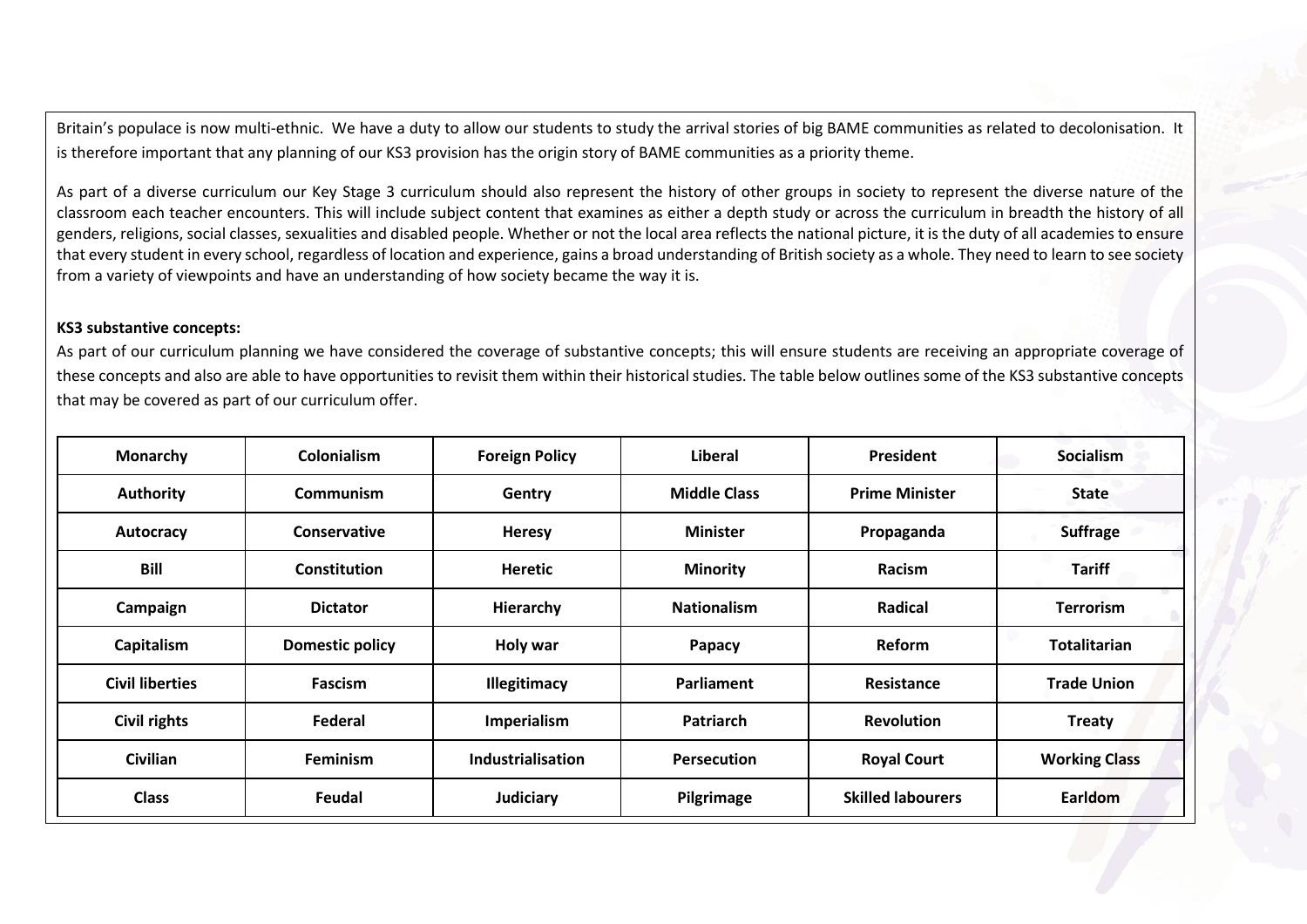Britain's populace is now multi-ethnic. We have a duty to allow our students to study the arrival stories of big BAME communities as related to decolonisation. It is therefore important that any planning of our KS3 provision has the origin story of BAME communities as a priority theme.

As part of a diverse curriculum our Key Stage 3 curriculum should also represent the history of other groups in society to represent the diverse nature of the classroom each teacher encounters. This will include subject content that examines as either a depth study or across the curriculum in breadth the history of all genders, religions, social classes, sexualities and disabled people. Whether or not the local area reflects the national picture, it is the duty of all academies to ensure that every student in every school, regardless of location and experience, gains a broad understanding of British society as a whole. They need to learn to see society from a variety of viewpoints and have an understanding of how society became the way it is.

**KS3 substantive concepts:**

As part of our curriculum planning we have considered the coverage of substantive concepts; this will ensure students are receiving an appropriate coverage of these concepts and also are able to have opportunities to revisit them within their historical studies. The table below outlines some of the KS3 substantive concepts that may be covered as part of our curriculum offer.

| **Monarchy** | **Colonialism** | **Foreign Policy** | **Liberal** | **President** | **Socialism** |
|---|---|---|---|---|---|
| **Authority** | **Communism** | **Gentry** | **Middle Class** | **Prime Minister** | **State** |
| **Autocracy** | **Conservative** | **Heresy** | **Minister** | **Propaganda** | **Suffrage** |
| **Bill** | **Constitution** | **Heretic** | **Minority** | **Racism** | **Tariff** |
| **Campaign** | **Dictator** | **Hierarchy** | **Nationalism** | **Radical** | **Terrorism** |
| **Capitalism** | **Domestic policy** | **Holy war** | **Papacy** | **Reform** | **Totalitarian** |
| **Civil liberties** | **Fascism** | **Illegitimacy** | **Parliament** | **Resistance** | **Trade Union** |
| **Civil rights** | **Federal** | **Imperialism** | **Patriarch** | **Revolution** | **Treaty** |
| **Civilian** | **Feminism** | **Industrialisation** | **Persecution** | **Royal Court** | **Working Class** |
| **Class** | **Feudal** | **Judiciary** | **Pilgrimage** | **Skilled labourers** | **Earldom** |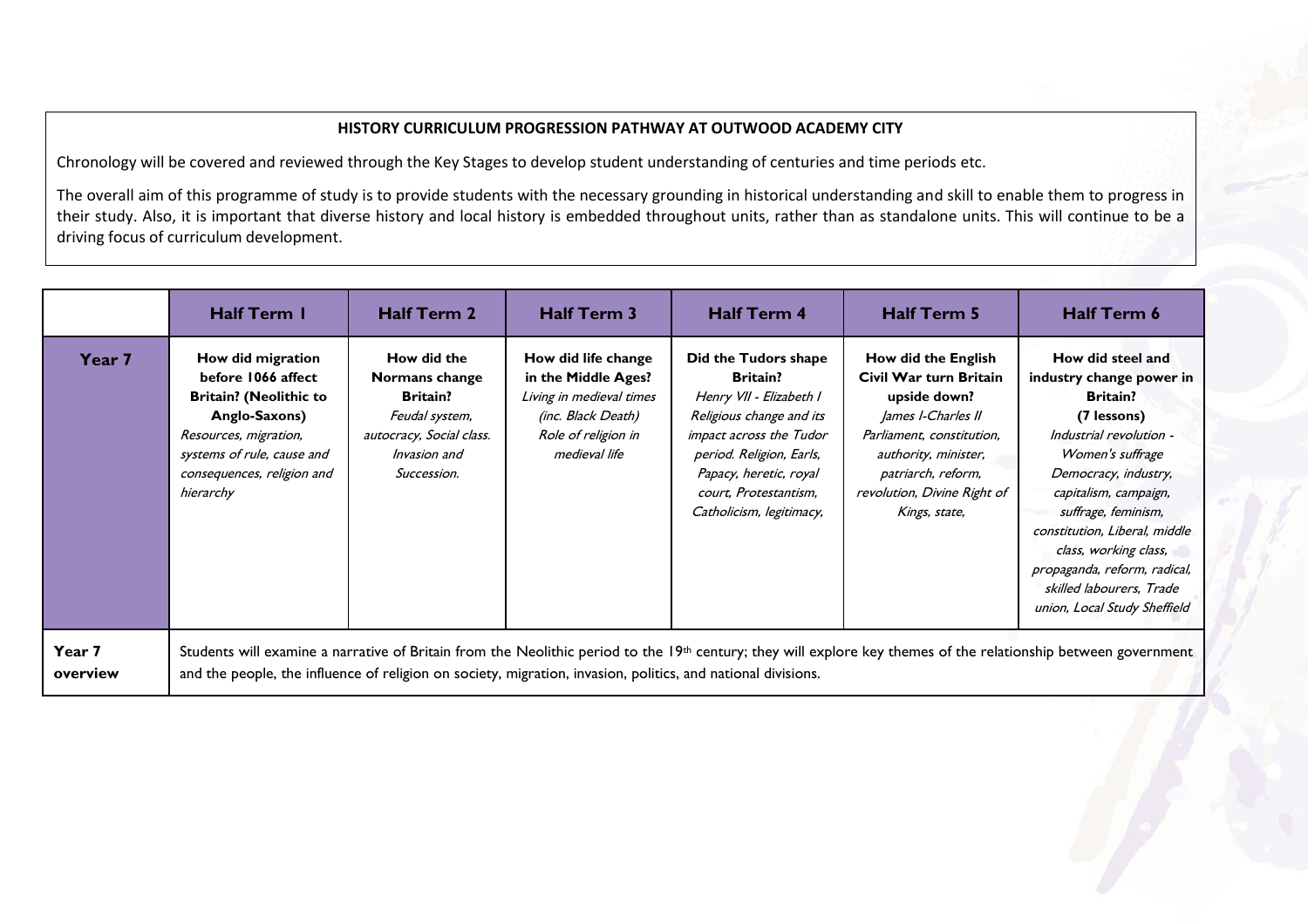**HISTORY CURRICULUM PROGRESSION PATHWAY AT OUTWOOD ACADEMY CITY**

Chronology will be covered and reviewed through the Key Stages to develop student understanding of centuries and time periods etc.

The overall aim of this programme of study is to provide students with the necessary grounding in historical understanding and skill to enable them to progress in their study. Also, it is important that diverse history and local history is embedded throughout units, rather than as standalone units. This will continue to be a driving focus of curriculum development.

| | Half Term 1 | Half Term 2 | Half Term 3 | Half Term 4 | Half Term 5 | Half Term 6 |
|---|---|---|---|---|---|---|
| **Year 7** | **How did migration before 1066 affect Britain? (Neolithic to Anglo-Saxons)** *Resources, migration, systems of rule, cause and consequences, religion and hierarchy* | **How did the Normans change Britain?** *Feudal system, autocracy, Social class. Invasion and Succession.* | **How did life change in the Middle Ages?** *Living in medieval times (inc. Black Death) Role of religion in medieval life* | **Did the Tudors shape Britain?** *Henry VII - Elizabeth I Religious change and its impact across the Tudor period. Religion, Earls, Papacy, heretic, royal court, Protestantism, Catholicism, legitimacy,* | **How did the English Civil War turn Britain upside down?** *James I-Charles II Parliament, constitution, authority, minister, patriarch, reform, revolution, Divine Right of Kings, state,* | **How did steel and industry change power in Britain? (7 lessons)** *Industrial revolution - Women's suffrage Democracy, industry, capitalism, campaign, suffrage, feminism, constitution, Liberal, middle class, working class, propaganda, reform, radical, skilled labourers, Trade union, Local Study Sheffield* |
| **Year 7 overview** | Students will examine a narrative of Britain from the Neolithic period to the 19th century; they will explore key themes of the relationship between government and the people, the influence of religion on society, migration, invasion, politics, and national divisions. | | | | | |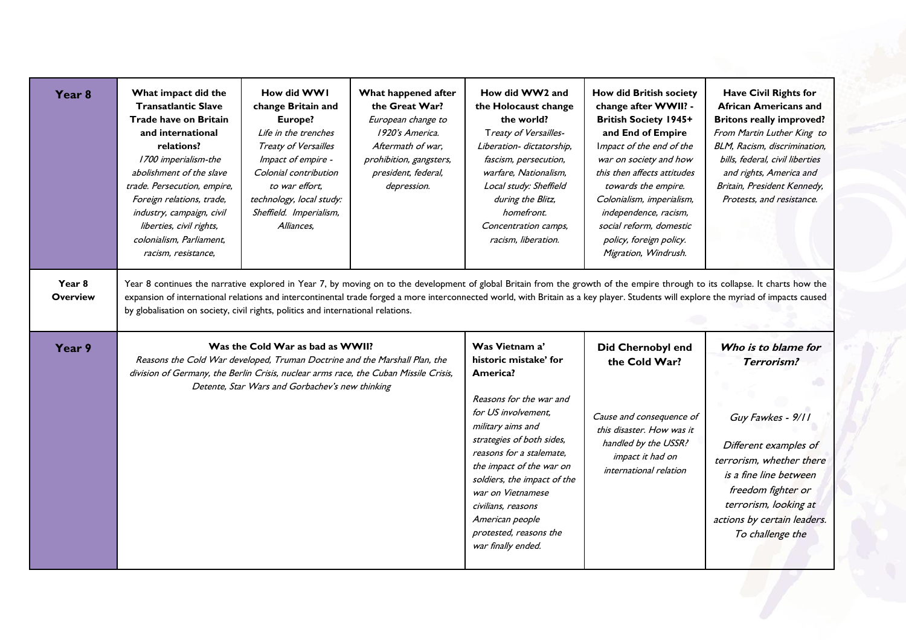| Year 8 | **What impact did the Transatlantic Slave Trade have on Britain and international relations?** *1700 imperialism-the abolishment of the slave trade. Persecution, empire, Foreign relations, trade, industry, campaign, civil liberties, civil rights, colonialism, Parliament, racism, resistance,* | **How did WW1 change Britain and Europe?** *Life in the trenches Treaty of Versailles Impact of empire - Colonial contribution to war effort, technology, local study: Sheffield. Imperialism, Alliances,* | **What happened after the Great War?** *European change to 1920's America. Aftermath of war, prohibition, gangsters, president, federal, depression.* | **How did WW2 and the Holocaust change the world?** *Treaty of Versailles- Liberation- dictatorship, fascism, persecution, warfare, Nationalism, Local study: Sheffield during the Blitz, homefront. Concentration camps, racism, liberation.* | **How did British society change after WWII? - British Society 1945+ and End of Empire** *Impact of the end of the war on society and how this then affects attitudes towards the empire. Colonialism, imperialism, independence, racism, social reform, domestic policy, foreign policy. Migration, Windrush.* | **Have Civil Rights for African Americans and Britons really improved?** *From Martin Luther King to BLM, Racism, discrimination, bills, federal, civil liberties and rights, America and Britain, President Kennedy, Protests, and resistance.* |
|---|---|---|---|---|---|---|
| **Year 8 Overview** | Year 8 continues the narrative explored in Year 7, by moving on to the development of global Britain from the growth of the empire through to its collapse. It charts how the expansion of international relations and intercontinental trade forged a more interconnected world, with Britain as a key player. Students will explore the myriad of impacts caused by globalisation on society, civil rights, politics and international relations. | | | | | |
| **Year 9** | **Was the Cold War as bad as WWII?** *Reasons the Cold War developed, Truman Doctrine and the Marshall Plan, the division of Germany, the Berlin Crisis, nuclear arms race, the Cuban Missile Crisis, Detente, Star Wars and Gorbachev's new thinking* | | | **Was Vietnam a' historic mistake' for America?** *Reasons for the war and for US involvement, military aims and strategies of both sides, reasons for a stalemate, the impact of the war on soldiers, the impact of the war on Vietnamese civilians, reasons American people protested, reasons the war finally ended.* | **Did Chernobyl end the Cold War?** *Cause and consequence of this disaster. How was it handled by the USSR? impact it had on international relation* | ***Who is to blame for Terrorism?*** *Guy Fawkes - 9/11 Different examples of terrorism, whether there is a fine line between freedom fighter or terrorism, looking at actions by certain leaders. To challenge the* |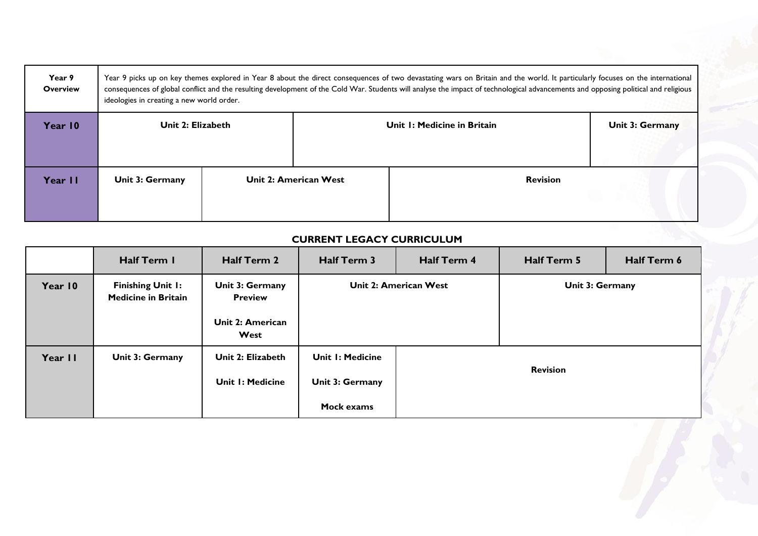| | |
|---|---|
| **Year 9 Overview** | Year 9 picks up on key themes explored in Year 8 about the direct consequences of two devastating wars on Britain and the world. It particularly focuses on the international consequences of global conflict and the resulting development of the Cold War. Students will analyse the impact of technological advancements and opposing political and religious ideologies in creating a new world order. |

| | | | | |
|---|---|---|---|---|
| **Year 10** | **Unit 2: Elizabeth** | | **Unit 1: Medicine in Britain** | **Unit 3: Germany** |
| **Year 11** | **Unit 3: Germany** | **Unit 2: American West** | **Revision** | |

## CURRENT LEGACY CURRICULUM

| | Half Term 1 | Half Term 2 | Half Term 3 | Half Term 4 | Half Term 5 | Half Term 6 |
|---|---|---|---|---|---|---|
| **Year 10** | **Finishing Unit 1: Medicine in Britain** | **Unit 3: Germany Preview**<br><br>**Unit 2: American West** | **Unit 2: American West** | | **Unit 3: Germany** | |
| **Year 11** | **Unit 3: Germany** | **Unit 2: Elizabeth**<br><br>**Unit 1: Medicine** | **Unit 1: Medicine**<br><br>**Unit 3: Germany**<br><br>**Mock exams** | **Revision** | | |